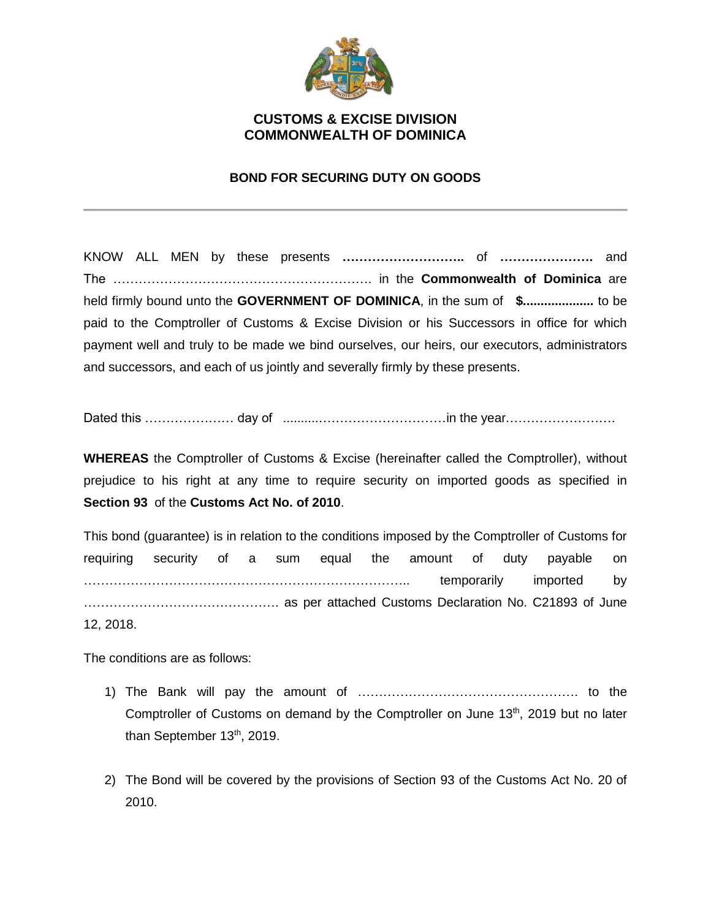**CUSTOMS & EXCISE DIVISION**
**COMMONWEALTH OF DOMINICA**

**BOND FOR SECURING DUTY ON GOODS**

---

KNOW ALL MEN by these presents **………………………..** of **………………….** and The ……………………………………………………. in the **Commonwealth of Dominica** are held firmly bound unto the **GOVERNMENT OF DOMINICA**, in the sum of **$....................** to be paid to the Comptroller of Customs & Excise Division or his Successors in office for which payment well and truly to be made we bind ourselves, our heirs, our executors, administrators and successors, and each of us jointly and severally firmly by these presents.

Dated this ………………… day of ..........…………………………in the year…………………….

**WHEREAS** the Comptroller of Customs & Excise (hereinafter called the Comptroller), without prejudice to his right at any time to require security on imported goods as specified in **Section 93** of the **Customs Act No. of 2010**.

This bond (guarantee) is in relation to the conditions imposed by the Comptroller of Customs for requiring security of a sum equal the amount of duty payable on ………………………………………………………………….. temporarily imported by ………………………………………. as per attached Customs Declaration No. C21893 of June 12, 2018.

The conditions are as follows:

1) The Bank will pay the amount of ……………………………………………. to the Comptroller of Customs on demand by the Comptroller on June 13th, 2019 but no later than September 13th, 2019.

2) The Bond will be covered by the provisions of Section 93 of the Customs Act No. 20 of 2010.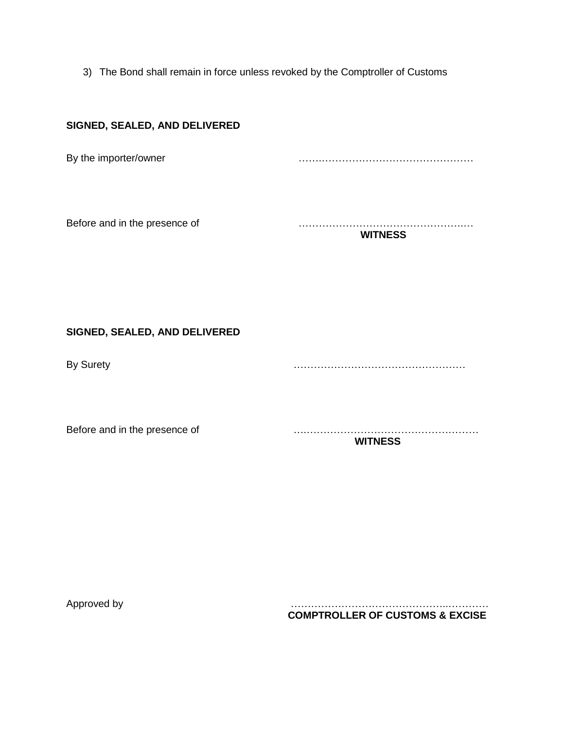3) The Bond shall remain in force unless revoked by the Comptroller of Customs

**SIGNED, SEALED, AND DELIVERED**

By the importer/owner ……..……………………………………

Before and in the presence of ………………………………………..…
**WITNESS**

**SIGNED, SEALED, AND DELIVERED**

By Surety ……………………………………………

Before and in the presence of ….………………………………………
**WITNESS**

Approved by ………………………………………..…………
**COMPTROLLER OF CUSTOMS & EXCISE**